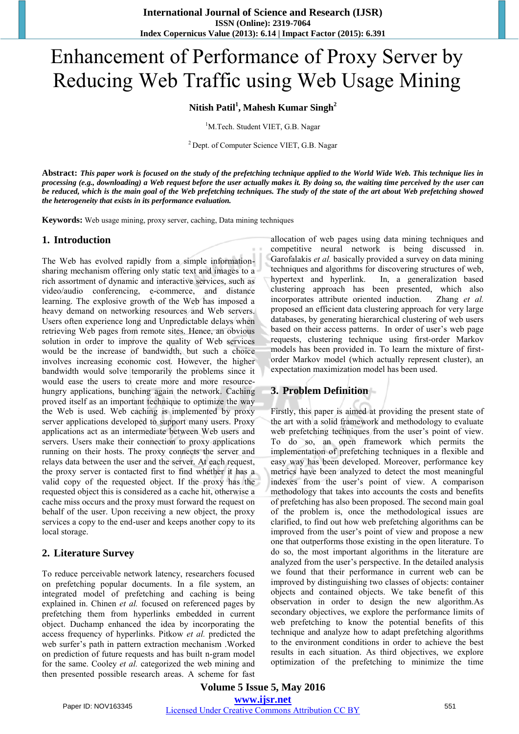# Enhancement of Performance of Proxy Server by Reducing Web Traffic using Web Usage Mining

**Nitish Patil[1], Mahesh Kumar Singh[2]**

[1]M.Tech. Student VIET, G.B. Nagar

[2] Dept. of Computer Science VIET, G.B. Nagar

**Abstract:** ***This paper work is focused on the study of the prefetching technique applied to the World Wide Web. This technique lies in processing (e.g., downloading) a Web request before the user actually makes it. By doing so, the waiting time perceived by the user can be reduced, which is the main goal of the Web prefetching techniques. The study of the state of the art about Web prefetching showed the heterogeneity that exists in its performance evaluation.***

**Keywords:** Web usage mining, proxy server, caching, Data mining techniques

## 1. Introduction

The Web has evolved rapidly from a simple information-sharing mechanism offering only static text and images to a rich assortment of dynamic and interactive services, such as video/audio conferencing, e-commerce, and distance learning. The explosive growth of the Web has imposed a heavy demand on networking resources and Web servers. Users often experience long and Unpredictable delays when retrieving Web pages from remote sites. Hence, an obvious solution in order to improve the quality of Web services would be the increase of bandwidth, but such a choice involves increasing economic cost. However, the higher bandwidth would solve temporarily the problems since it would ease the users to create more and more resource-hungry applications, bunching again the network. Caching proved itself as an important technique to optimize the way the Web is used. Web caching is implemented by proxy server applications developed to support many users. Proxy applications act as an intermediate between Web users and servers. Users make their connection to proxy applications running on their hosts. The proxy connects the server and relays data between the user and the server. At each request, the proxy server is contacted first to find whether it has a valid copy of the requested object. If the proxy has the requested object this is considered as a cache hit, otherwise a cache miss occurs and the proxy must forward the request on behalf of the user. Upon receiving a new object, the proxy services a copy to the end-user and keeps another copy to its local storage.

## 2. Literature Survey

To reduce perceivable network latency, researchers focused on prefetching popular documents. In a file system, an integrated model of prefetching and caching is being explained in. Chinen *et al.* focused on referenced pages by prefetching them from hyperlinks embedded in current object. Duchamp enhanced the idea by incorporating the access frequency of hyperlinks. Pitkow *et al.* predicted the web surfer's path in pattern extraction mechanism .Worked on prediction of future requests and has built n-gram model for the same. Cooley *et al.* categorized the web mining and then presented possible research areas. A scheme for fast allocation of web pages using data mining techniques and competitive neural network is being discussed in. Garofalakis *et al.* basically provided a survey on data mining techniques and algorithms for discovering structures of web, hypertext and hyperlink. In, a generalization based clustering approach has been presented, which also incorporates attribute oriented induction. Zhang *et al.* proposed an efficient data clustering approach for very large databases, by generating hierarchical clustering of web users based on their access patterns. In order of user's web page requests, clustering technique using first-order Markov models has been provided in. To learn the mixture of first-order Markov model (which actually represent cluster), an expectation maximization model has been used.

## 3. Problem Definition

Firstly, this paper is aimed at providing the present state of the art with a solid framework and methodology to evaluate web prefetching techniques from the user's point of view. To do so, an open framework which permits the implementation of prefetching techniques in a flexible and easy way has been developed. Moreover, performance key metrics have been analyzed to detect the most meaningful indexes from the user's point of view. A comparison methodology that takes into accounts the costs and benefits of prefetching has also been proposed. The second main goal of the problem is, once the methodological issues are clarified, to find out how web prefetching algorithms can be improved from the user's point of view and propose a new one that outperforms those existing in the open literature. To do so, the most important algorithms in the literature are analyzed from the user's perspective. In the detailed analysis we found that their performance in current web can be improved by distinguishing two classes of objects: container objects and contained objects. We take benefit of this observation in order to design the new algorithm.As secondary objectives, we explore the performance limits of web prefetching to know the potential benefits of this technique and analyze how to adapt prefetching algorithms to the environment conditions in order to achieve the best results in each situation. As third objectives, we explore optimization of the prefetching to minimize the time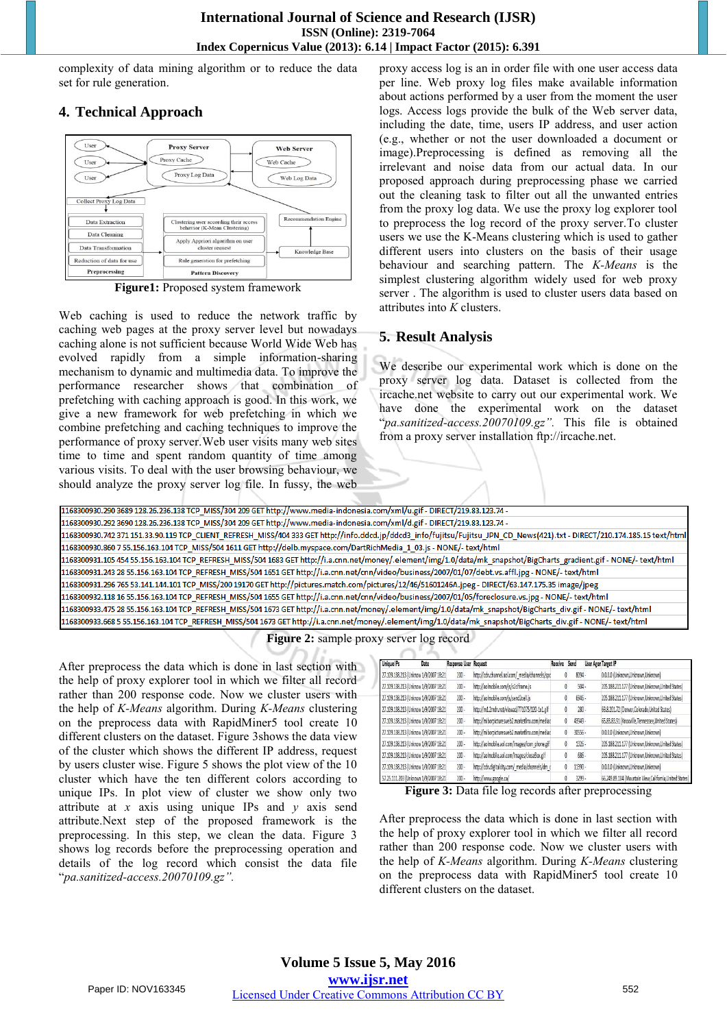complexity of data mining algorithm or to reduce the data set for rule generation.

## 4. Technical Approach

**Figure1:** Proposed system framework

Web caching is used to reduce the network traffic by caching web pages at the proxy server level but nowadays caching alone is not sufficient because World Wide Web has evolved rapidly from a simple information-sharing mechanism to dynamic and multimedia data. To improve the performance researcher shows that combination of prefetching with caching approach is good. In this work, we give a new framework for web prefetching in which we combine prefetching and caching techniques to improve the performance of proxy server.Web user visits many web sites time to time and spent random quantity of time among various visits. To deal with the user browsing behaviour, we should analyze the proxy server log file. In fussy, the web proxy access log is an in order file with one user access data per line. Web proxy log files make available information about actions performed by a user from the moment the user logs. Access logs provide the bulk of the Web server data, including the date, time, users IP address, and user action (e.g., whether or not the user downloaded a document or image).Preprocessing is defined as removing all the irrelevant and noise data from our actual data. In our proposed approach during preprocessing phase we carried out the cleaning task to filter out all the unwanted entries from the proxy log data. We use the proxy log explorer tool to preprocess the log record of the proxy server.To cluster users we use the K-Means clustering which is used to gather different users into clusters on the basis of their usage behaviour and searching pattern. The *K-Means* is the simplest clustering algorithm widely used for web proxy server . The algorithm is used to cluster users data based on attributes into *K* clusters.

## 5. Result Analysis

We describe our experimental work which is done on the proxy server log data. Dataset is collected from the ircache.net website to carry out our experimental work. We have done the experimental work on the dataset "*pa.sanitized-access.20070109.gz*". This file is obtained from a proxy server installation ftp://ircache.net.

```
1168300930.290 3689 128.26.236.138 TCP_MISS/304 209 GET http://www.media-indonesia.com/xml/u.gif - DIRECT/219.83.123.74 -
1168300930.292 3690 128.26.236.138 TCP_MISS/304 209 GET http://www.media-indonesia.com/xml/d.gif - DIRECT/219.83.123.74 -
1168300930.742 371 151.33.90.119 TCP_CLIENT_REFRESH_MISS/404 333 GET http://info.ddcd.jp/ddcd3_info/Fujitsu/Fujitsu_JPN_CD_News(421).txt - DIRECT/210.174.185.15 text/html
1168300930.860 7 55.156.163.104 TCP_MISS/504 1611 GET http://delb.myspace.com/DartRichMedia_1_03.js - NONE/- text/html
1168300931.105 454 55.156.163.104 TCP_REFRESH_MISS/504 1683 GET http://i.a.cnn.net/money/.element/img/1.0/data/mk_snapshot/BigCharts_gradient.gif - NONE/- text/html
1168300931.243 28 55.156.163.104 TCP_REFRESH_MISS/504 1651 GET http://i.a.cnn.net/cnn/video/business/2007/01/07/debt.vs.affl.jpg - NONE/- text/html
1168300931.296 765 53.141.144.101 TCP_MISS/200 19170 GET http://pictures.match.com/pictures/12/46/51601246A.jpeg - DIRECT/63.147.175.35 image/jpeg
1168300932.118 16 55.156.163.104 TCP_REFRESH_MISS/504 1655 GET http://i.a.cnn.net/cnn/video/business/2007/01/05/foreclosure.vs.jpg - NONE/- text/html
1168300933.475 28 55.156.163.104 TCP_REFRESH_MISS/504 1673 GET http://i.a.cnn.net/money/.element/img/1.0/data/mk_snapshot/BigCharts_div.gif - NONE/- text/html
1168300933.668 5 55.156.163.104 TCP_REFRESH_MISS/504 1673 GET http://i.a.cnn.net/money/.element/img/1.0/data/mk_snapshot/BigCharts_div.gif - NONE/- text/html
```

**Figure 2:** sample proxy server log record

After preprocess the data which is done in last section with the help of proxy explorer tool in which we filter all record rather than 200 response code. Now we cluster users with the help of *K-Means* algorithm. During *K-Means* clustering on the preprocess data with RapidMiner5 tool create 10 different clusters on the dataset. Figure 3shows the data view of the cluster which shows the different IP address, request by users cluster wise. Figure 5 shows the plot view of the 10 cluster which have the ten different colors according to unique IPs. In plot view of cluster we show only two attribute at *x* axis using unique IPs and *y* axis send attribute.Next step of the proposed framework is the preprocessing. In this step, we clean the data. Figure 3 shows log records before the preprocessing operation and details of the log record which consist the data file "*pa.sanitized-access.20070109.gz*".

**Figure 3:** Data file log records after preprocessing

After preprocess the data which is done in last section with the help of proxy explorer tool in which we filter all record rather than 200 response code. Now we cluster users with the help of *K-Means* algorithm. During *K-Means* clustering on the preprocess data with RapidMiner5 tool create 10 different clusters on the dataset.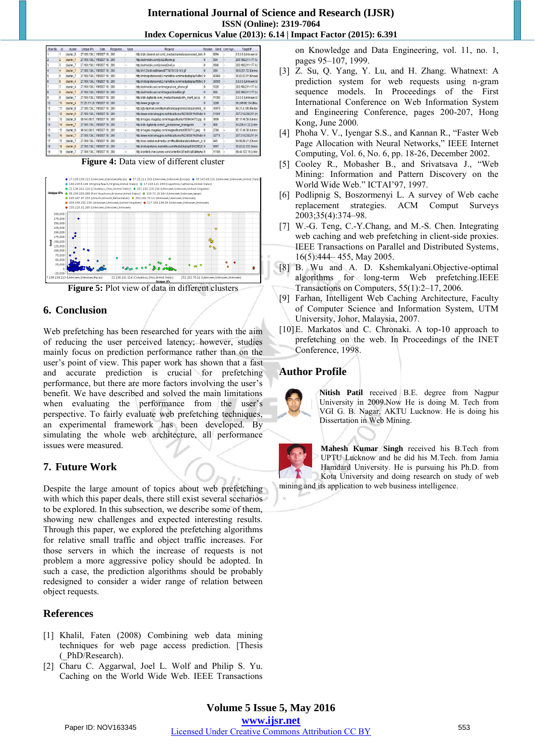Figure 4: Data view of different cluster

Figure 5: Plot view of data in different clusters

## 6. Conclusion

Web prefetching has been researched for years with the aim of reducing the user perceived latency; however, studies mainly focus on prediction performance rather than on the user's point of view. This paper work has shown that a fast and accurate prediction is crucial for prefetching performance, but there are more factors involving the user's benefit. We have described and solved the main limitations when evaluating the performance from the user's perspective. To fairly evaluate web prefetching techniques, an experimental framework has been developed. By simulating the whole web architecture, all performance issues were measured.

## 7. Future Work

Despite the large amount of topics about web prefetching with which this paper deals, there still exist several scenarios to be explored. In this subsection, we describe some of them, showing new challenges and expected interesting results. Through this paper, we explored the prefetching algorithms for relative small traffic and object traffic increases. For those servers in which the increase of requests is not problem a more aggressive policy should be adopted. In such a case, the prediction algorithms should be probably redesigned to consider a wider range of relation between object requests.

## References

[1] Khalil, Faten (2008) Combining web data mining techniques for web page access prediction. [Thesis (_PhD/Research).

[2] Charu C. Aggarwal, Joel L. Wolf and Philip S. Yu. Caching on the World Wide Web. IEEE Transactions on Knowledge and Data Engineering, vol. 11, no. 1, pages 95–107, 1999.

[3] Z. Su, Q. Yang, Y. Lu, and H. Zhang. Whatnext: A prediction system for web requests using n-gram sequence models. In Proceedings of the First International Conference on Web Information System and Engineering Conference, pages 200-207, Hong Kong, June 2000.

[4] Phoha V. V., Iyengar S.S., and Kannan R., "Faster Web Page Allocation with Neural Networks," IEEE Internet Computing, Vol. 6, No. 6, pp. 18-26, December 2002.

[5] Cooley R., Mobasher B., and Srivatsava J., "Web Mining: Information and Pattern Discovery on the World Wide Web." ICTAI'97, 1997.

[6] Podlipnig S, Boszormenyi L. A survey of Web cache replacement strategies. ACM Comput Surveys 2003;35(4):374–98.

[7] W.-G. Teng, C.-Y.Chang, and M.-S. Chen. Integrating web caching and web prefetching in client-side proxies. IEEE Transactions on Parallel and Distributed Systems, 16(5):444– 455, May 2005.

[8] B. Wu and A. D. Kshemkalyani.Objective-optimal algorithms for long-term Web prefetching.IEEE Transactions on Computers, 55(1):2–17, 2006.

[9] Farhan, Intelligent Web Caching Architecture, Faculty of Computer Science and Information System, UTM University, Johor, Malaysia, 2007.

[10] E. Markatos and C. Chronaki. A top-10 approach to prefetching on the web. In Proceedings of the INET Conference, 1998.

## Author Profile

**Nitish Patil** received B.E. degree from Nagpur University in 2009.Now He is doing M. Tech from VGI G. B. Nagar, AKTU Lucknow. He is doing his Dissertation in Web Mining.

**Mahesh Kumar Singh** received his B.Tech from UPTU Lucknow and he did his M.Tech. from Jamia Hamdard University. He is pursuing his Ph.D. from Kota University and doing research on study of web mining and its application to web business intelligence.